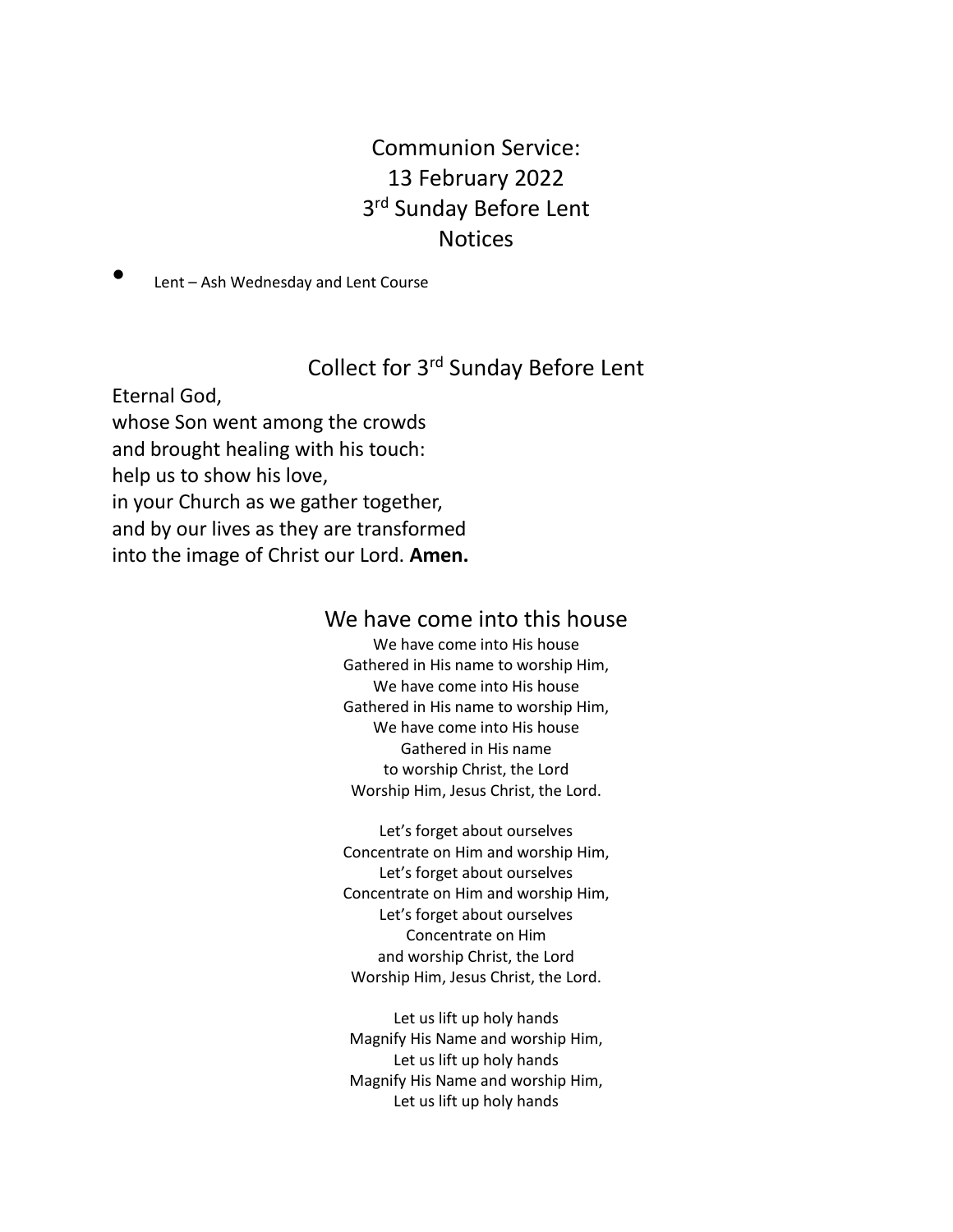# Communion Service:
# 13 February 2022
# 3rd Sunday Before Lent
# Notices

- Lent – Ash Wednesday and Lent Course

## Collect for 3rd Sunday Before Lent

Eternal God,
whose Son went among the crowds
and brought healing with his touch:
help us to show his love,
in your Church as we gather together,
and by our lives as they are transformed
into the image of Christ our Lord. **Amen.**

## We have come into this house

We have come into His house
Gathered in His name to worship Him,
We have come into His house
Gathered in His name to worship Him,
We have come into His house
Gathered in His name
to worship Christ, the Lord
Worship Him, Jesus Christ, the Lord.

Let's forget about ourselves
Concentrate on Him and worship Him,
Let's forget about ourselves
Concentrate on Him and worship Him,
Let's forget about ourselves
Concentrate on Him
and worship Christ, the Lord
Worship Him, Jesus Christ, the Lord.

Let us lift up holy hands
Magnify His Name and worship Him,
Let us lift up holy hands
Magnify His Name and worship Him,
Let us lift up holy hands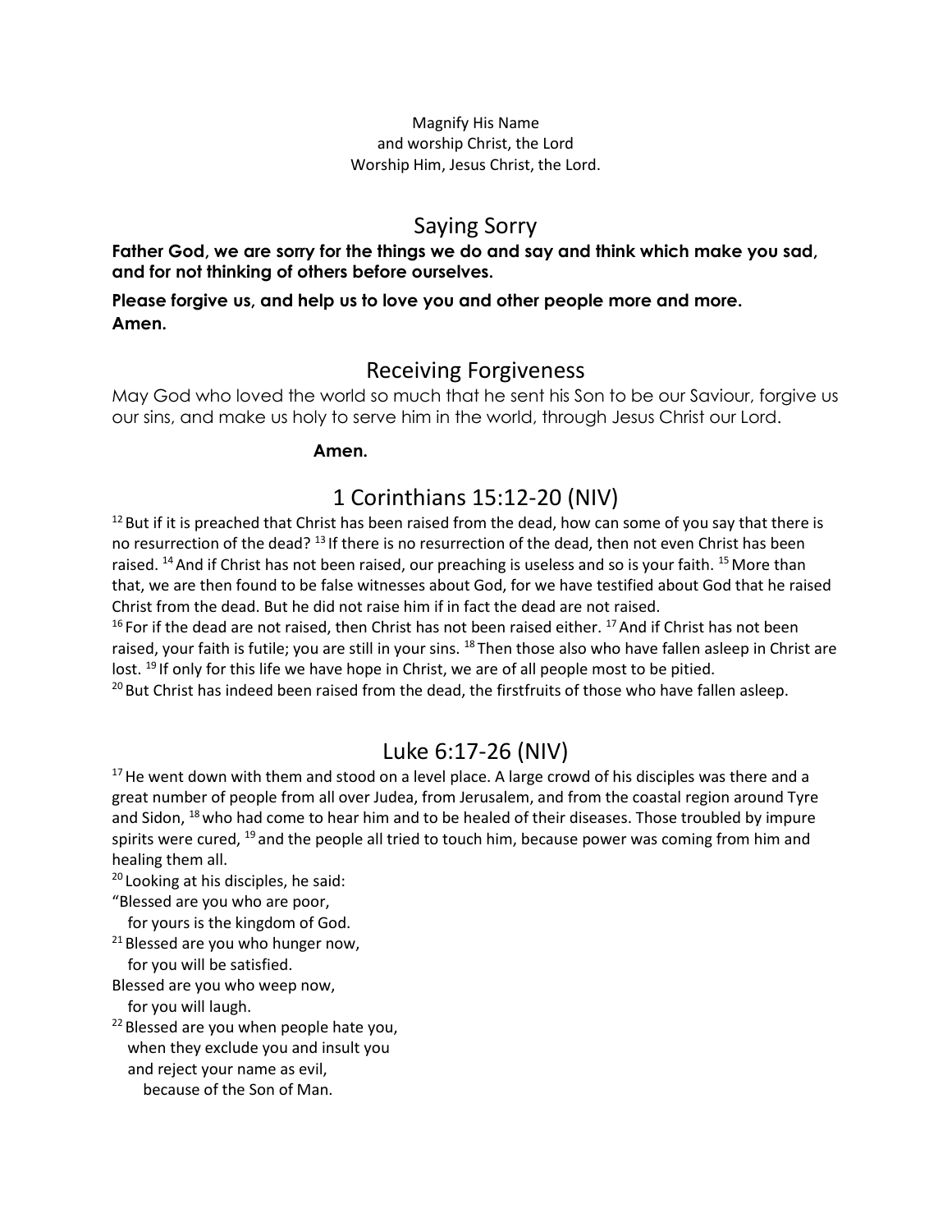Magnify His Name
and worship Christ, the Lord
Worship Him, Jesus Christ, the Lord.

## Saying Sorry

**Father God, we are sorry for the things we do and say and think which make you sad, and for not thinking of others before ourselves.**

**Please forgive us, and help us to love you and other people more and more. Amen.**

## Receiving Forgiveness

May God who loved the world so much that he sent his Son to be our Saviour, forgive us our sins, and make us holy to serve him in the world, through Jesus Christ our Lord.

**Amen.**

## 1 Corinthians 15:12-20 (NIV)

[12] But if it is preached that Christ has been raised from the dead, how can some of you say that there is no resurrection of the dead? [13] If there is no resurrection of the dead, then not even Christ has been raised. [14] And if Christ has not been raised, our preaching is useless and so is your faith. [15] More than that, we are then found to be false witnesses about God, for we have testified about God that he raised Christ from the dead. But he did not raise him if in fact the dead are not raised.
[16] For if the dead are not raised, then Christ has not been raised either. [17] And if Christ has not been raised, your faith is futile; you are still in your sins. [18] Then those also who have fallen asleep in Christ are lost. [19] If only for this life we have hope in Christ, we are of all people most to be pitied.
[20] But Christ has indeed been raised from the dead, the firstfruits of those who have fallen asleep.

## Luke 6:17-26 (NIV)

[17] He went down with them and stood on a level place. A large crowd of his disciples was there and a great number of people from all over Judea, from Jerusalem, and from the coastal region around Tyre and Sidon, [18] who had come to hear him and to be healed of their diseases. Those troubled by impure spirits were cured, [19] and the people all tried to touch him, because power was coming from him and healing them all.
[20] Looking at his disciples, he said:
"Blessed are you who are poor,
for yours is the kingdom of God.
[21] Blessed are you who hunger now,
for you will be satisfied.
Blessed are you who weep now,
for you will laugh.
[22] Blessed are you when people hate you,
when they exclude you and insult you
and reject your name as evil,
because of the Son of Man.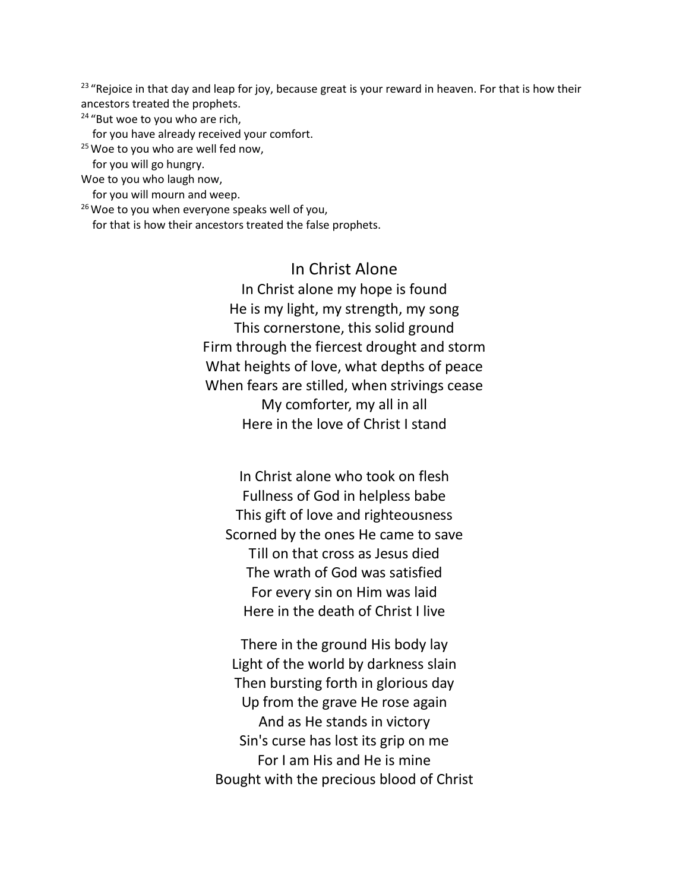[23] "Rejoice in that day and leap for joy, because great is your reward in heaven. For that is how their ancestors treated the prophets.

[24] "But woe to you who are rich,
  for you have already received your comfort.
[25] Woe to you who are well fed now,
  for you will go hungry.
Woe to you who laugh now,
  for you will mourn and weep.
[26] Woe to you when everyone speaks well of you,
  for that is how their ancestors treated the false prophets.

## In Christ Alone

In Christ alone my hope is found
He is my light, my strength, my song
This cornerstone, this solid ground
Firm through the fiercest drought and storm
What heights of love, what depths of peace
When fears are stilled, when strivings cease
My comforter, my all in all
Here in the love of Christ I stand

In Christ alone who took on flesh
Fullness of God in helpless babe
This gift of love and righteousness
Scorned by the ones He came to save
Till on that cross as Jesus died
The wrath of God was satisfied
For every sin on Him was laid
Here in the death of Christ I live

There in the ground His body lay
Light of the world by darkness slain
Then bursting forth in glorious day
Up from the grave He rose again
And as He stands in victory
Sin's curse has lost its grip on me
For I am His and He is mine
Bought with the precious blood of Christ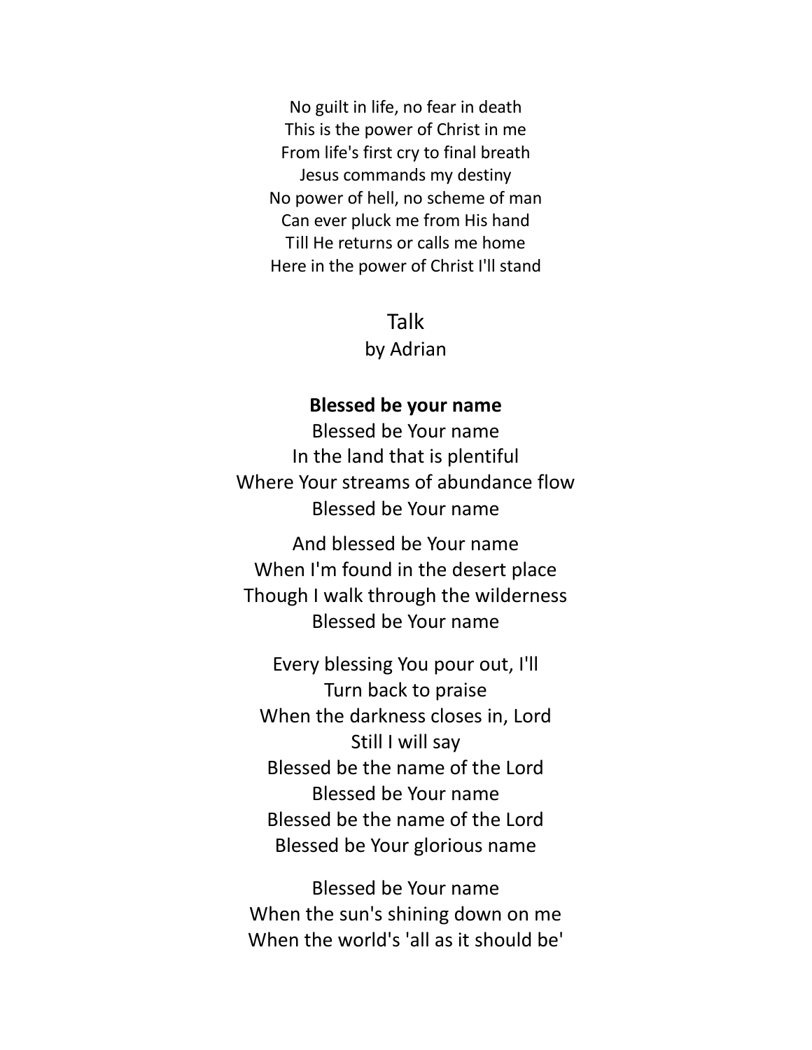No guilt in life, no fear in death
This is the power of Christ in me
From life's first cry to final breath
Jesus commands my destiny
No power of hell, no scheme of man
Can ever pluck me from His hand
Till He returns or calls me home
Here in the power of Christ I'll stand

Talk
by Adrian

**Blessed be your name**

Blessed be Your name
In the land that is plentiful
Where Your streams of abundance flow
Blessed be Your name

And blessed be Your name
When I'm found in the desert place
Though I walk through the wilderness
Blessed be Your name

Every blessing You pour out, I'll
Turn back to praise
When the darkness closes in, Lord
Still I will say
Blessed be the name of the Lord
Blessed be Your name
Blessed be the name of the Lord
Blessed be Your glorious name

Blessed be Your name
When the sun's shining down on me
When the world's 'all as it should be'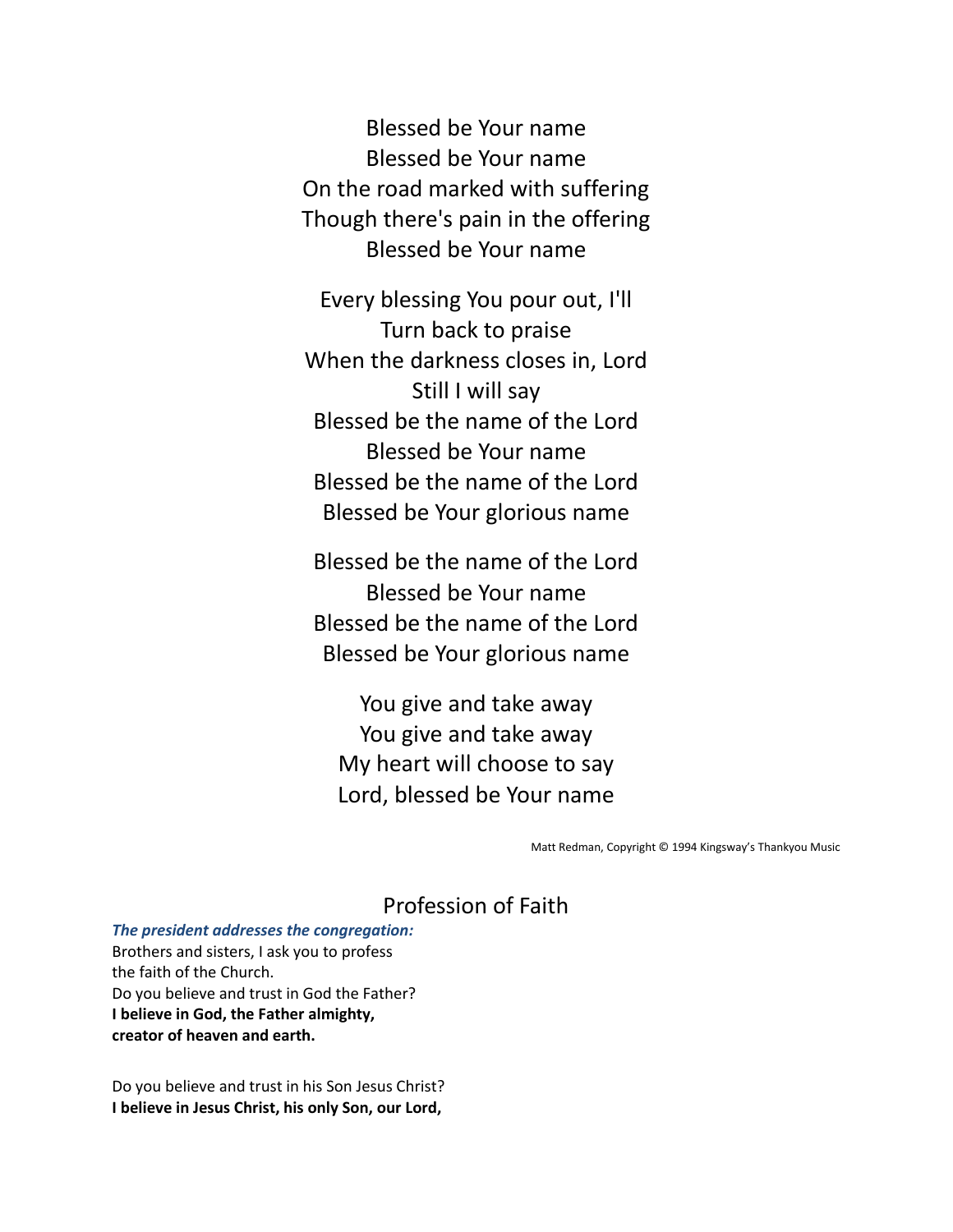Blessed be Your name
Blessed be Your name
On the road marked with suffering
Though there's pain in the offering
Blessed be Your name

Every blessing You pour out, I'll
Turn back to praise
When the darkness closes in, Lord
Still I will say
Blessed be the name of the Lord
Blessed be Your name
Blessed be the name of the Lord
Blessed be Your glorious name

Blessed be the name of the Lord
Blessed be Your name
Blessed be the name of the Lord
Blessed be Your glorious name

You give and take away
You give and take away
My heart will choose to say
Lord, blessed be Your name

Matt Redman, Copyright © 1994 Kingsway's Thankyou Music

## Profession of Faith

***The president addresses the congregation:***
Brothers and sisters, I ask you to profess
the faith of the Church.
Do you believe and trust in God the Father?
**I believe in God, the Father almighty,**
**creator of heaven and earth.**

Do you believe and trust in his Son Jesus Christ?
**I believe in Jesus Christ, his only Son, our Lord,**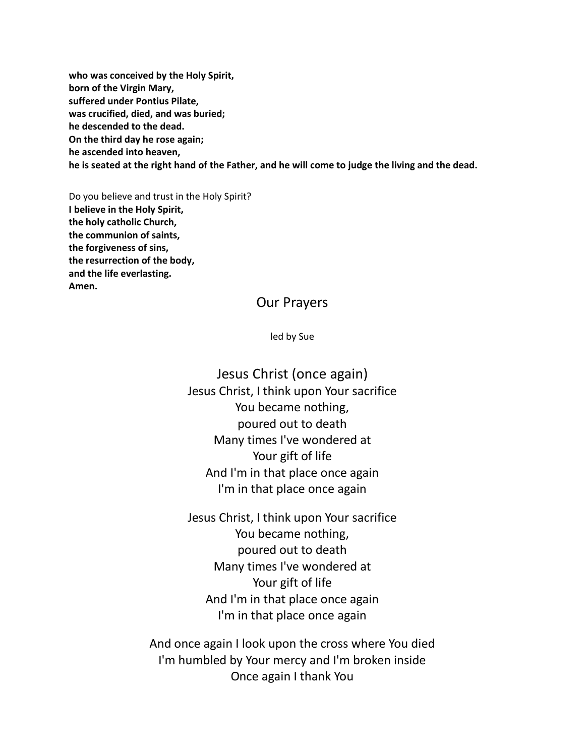**who was conceived by the Holy Spirit,**
**born of the Virgin Mary,**
**suffered under Pontius Pilate,**
**was crucified, died, and was buried;**
**he descended to the dead.**
**On the third day he rose again;**
**he ascended into heaven,**
**he is seated at the right hand of the Father, and he will come to judge the living and the dead.**

Do you believe and trust in the Holy Spirit?
**I believe in the Holy Spirit,**
**the holy catholic Church,**
**the communion of saints,**
**the forgiveness of sins,**
**the resurrection of the body,**
**and the life everlasting.**
**Amen.**

## Our Prayers

led by Sue

## Jesus Christ (once again)

Jesus Christ, I think upon Your sacrifice
You became nothing,
poured out to death
Many times I've wondered at
Your gift of life
And I'm in that place once again
I'm in that place once again

Jesus Christ, I think upon Your sacrifice
You became nothing,
poured out to death
Many times I've wondered at
Your gift of life
And I'm in that place once again
I'm in that place once again

And once again I look upon the cross where You died
I'm humbled by Your mercy and I'm broken inside
Once again I thank You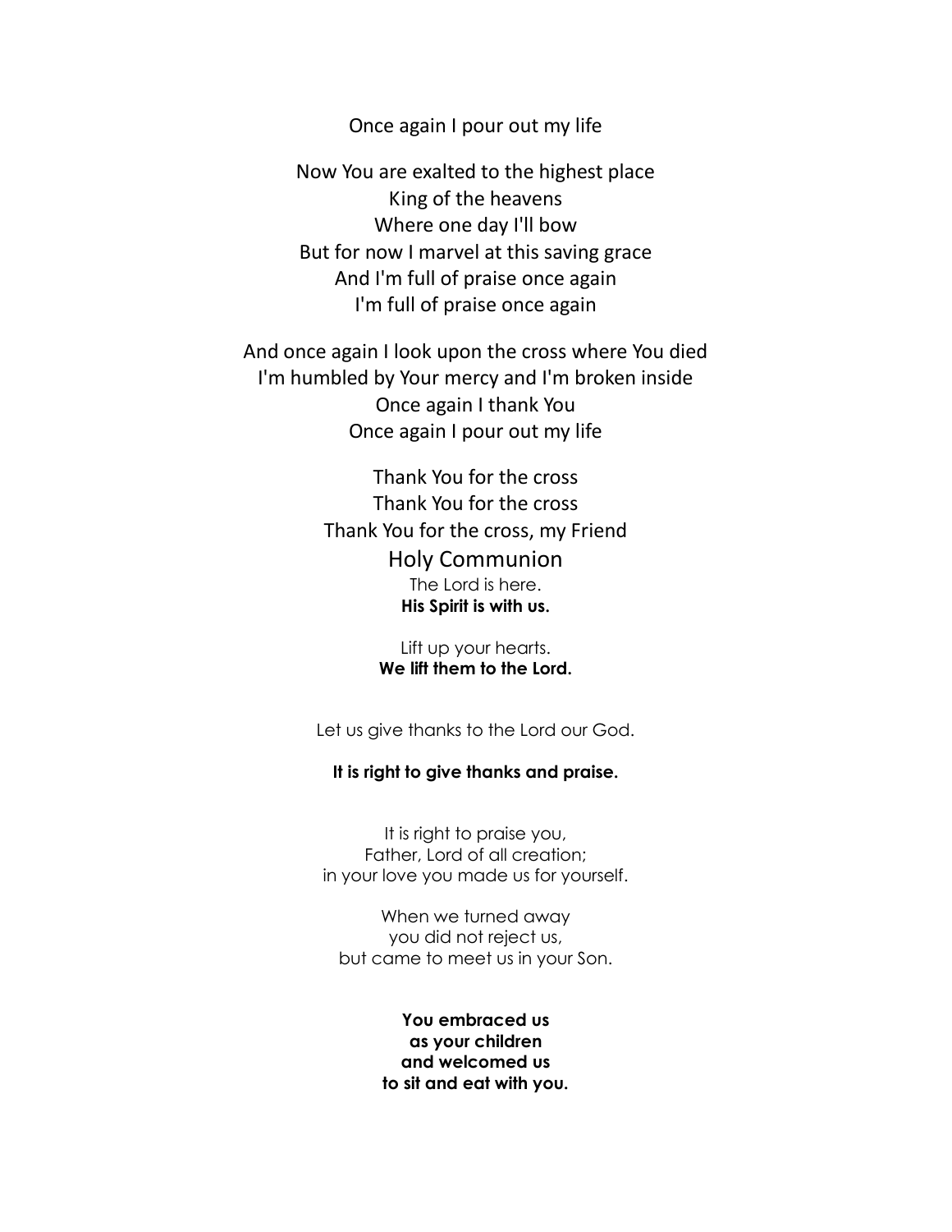Once again I pour out my life

Now You are exalted to the highest place
King of the heavens
Where one day I'll bow
But for now I marvel at this saving grace
And I'm full of praise once again
I'm full of praise once again

And once again I look upon the cross where You died
I'm humbled by Your mercy and I'm broken inside
Once again I thank You
Once again I pour out my life

Thank You for the cross
Thank You for the cross
Thank You for the cross, my Friend

## Holy Communion

The Lord is here.
**His Spirit is with us.**

Lift up your hearts.
**We lift them to the Lord.**

Let us give thanks to the Lord our God.

**It is right to give thanks and praise.**

It is right to praise you,
Father, Lord of all creation;
in your love you made us for yourself.

When we turned away
you did not reject us,
but came to meet us in your Son.

**You embraced us
as your children
and welcomed us
to sit and eat with you.**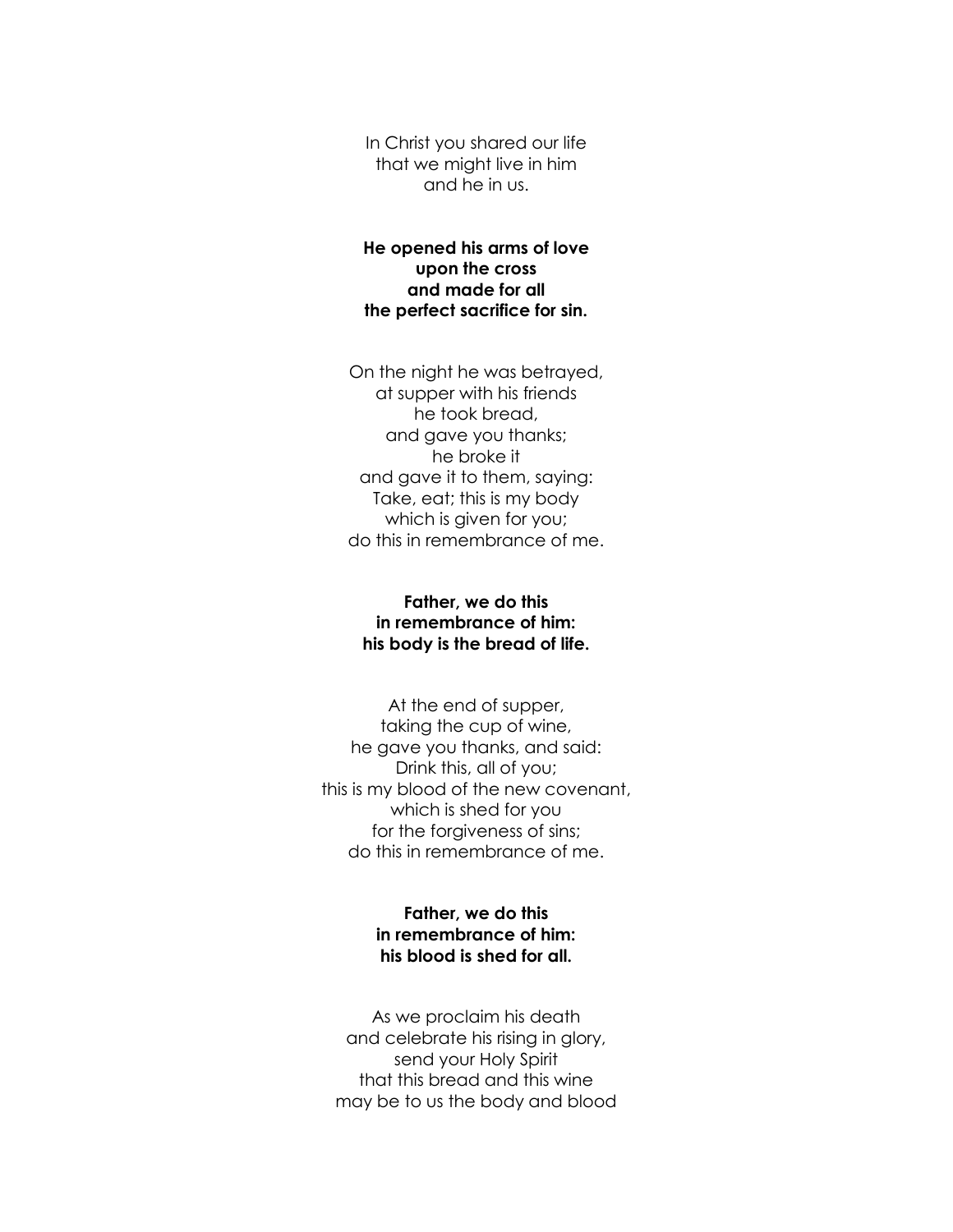In Christ you shared our life
that we might live in him
and he in us.

**He opened his arms of love**
**upon the cross**
**and made for all**
**the perfect sacrifice for sin.**

On the night he was betrayed,
at supper with his friends
he took bread,
and gave you thanks;
he broke it
and gave it to them, saying:
Take, eat; this is my body
which is given for you;
do this in remembrance of me.

**Father, we do this**
**in remembrance of him:**
**his body is the bread of life.**

At the end of supper,
taking the cup of wine,
he gave you thanks, and said:
Drink this, all of you;
this is my blood of the new covenant,
which is shed for you
for the forgiveness of sins;
do this in remembrance of me.

**Father, we do this**
**in remembrance of him:**
**his blood is shed for all.**

As we proclaim his death
and celebrate his rising in glory,
send your Holy Spirit
that this bread and this wine
may be to us the body and blood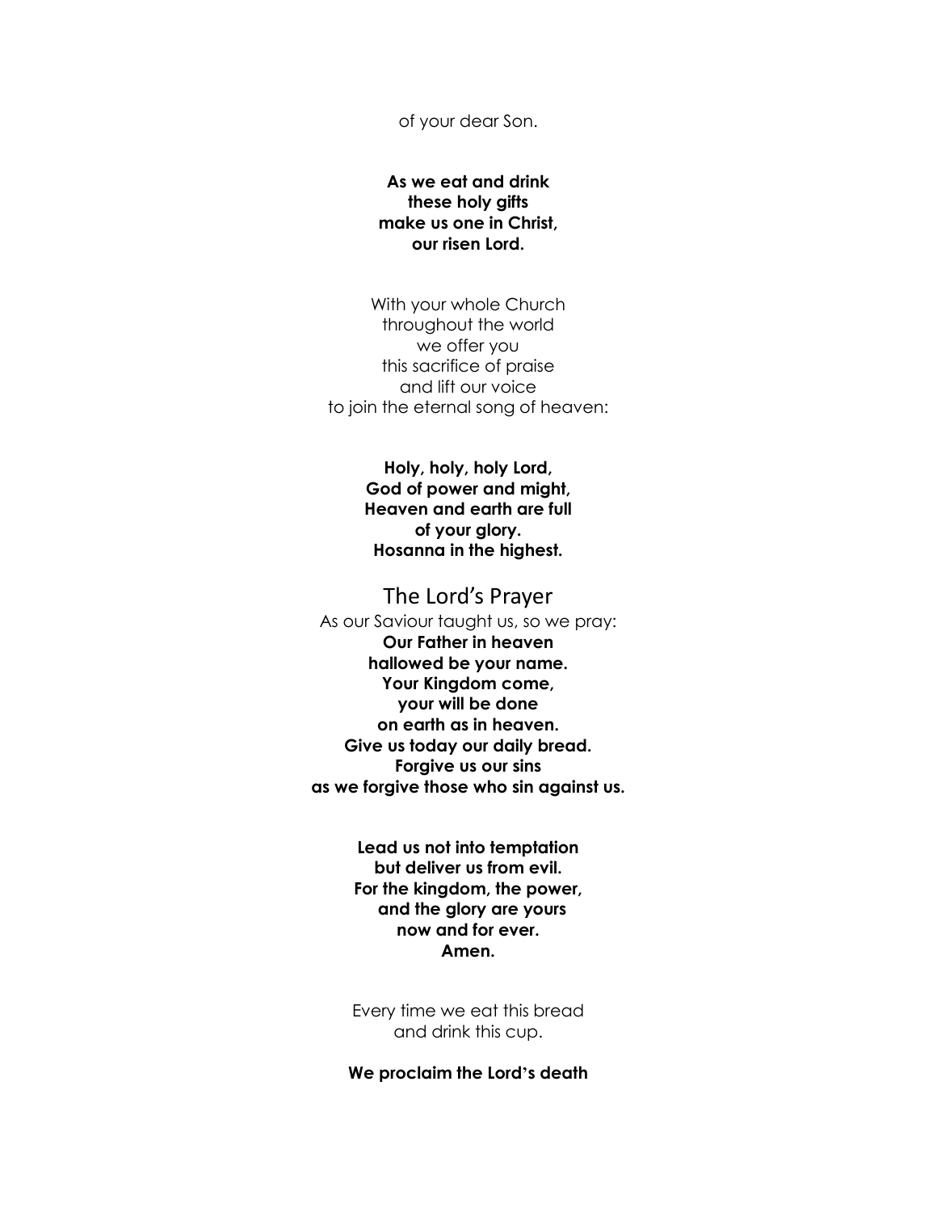of your dear Son.

**As we eat and drink**
**these holy gifts**
**make us one in Christ,**
**our risen Lord.**

With your whole Church
throughout the world
we offer you
this sacrifice of praise
and lift our voice
to join the eternal song of heaven:

**Holy, holy, holy Lord,**
**God of power and might,**
**Heaven and earth are full**
**of your glory.**
**Hosanna in the highest.**

## The Lord's Prayer

As our Saviour taught us, so we pray:
**Our Father in heaven**
**hallowed be your name.**
**Your Kingdom come,**
**your will be done**
**on earth as in heaven.**
**Give us today our daily bread.**
**Forgive us our sins**
**as we forgive those who sin against us.**

**Lead us not into temptation**
**but deliver us from evil.**
**For the kingdom, the power,**
**and the glory are yours**
**now and for ever.**
**Amen.**

Every time we eat this bread
and drink this cup.

**We proclaim the Lord's death**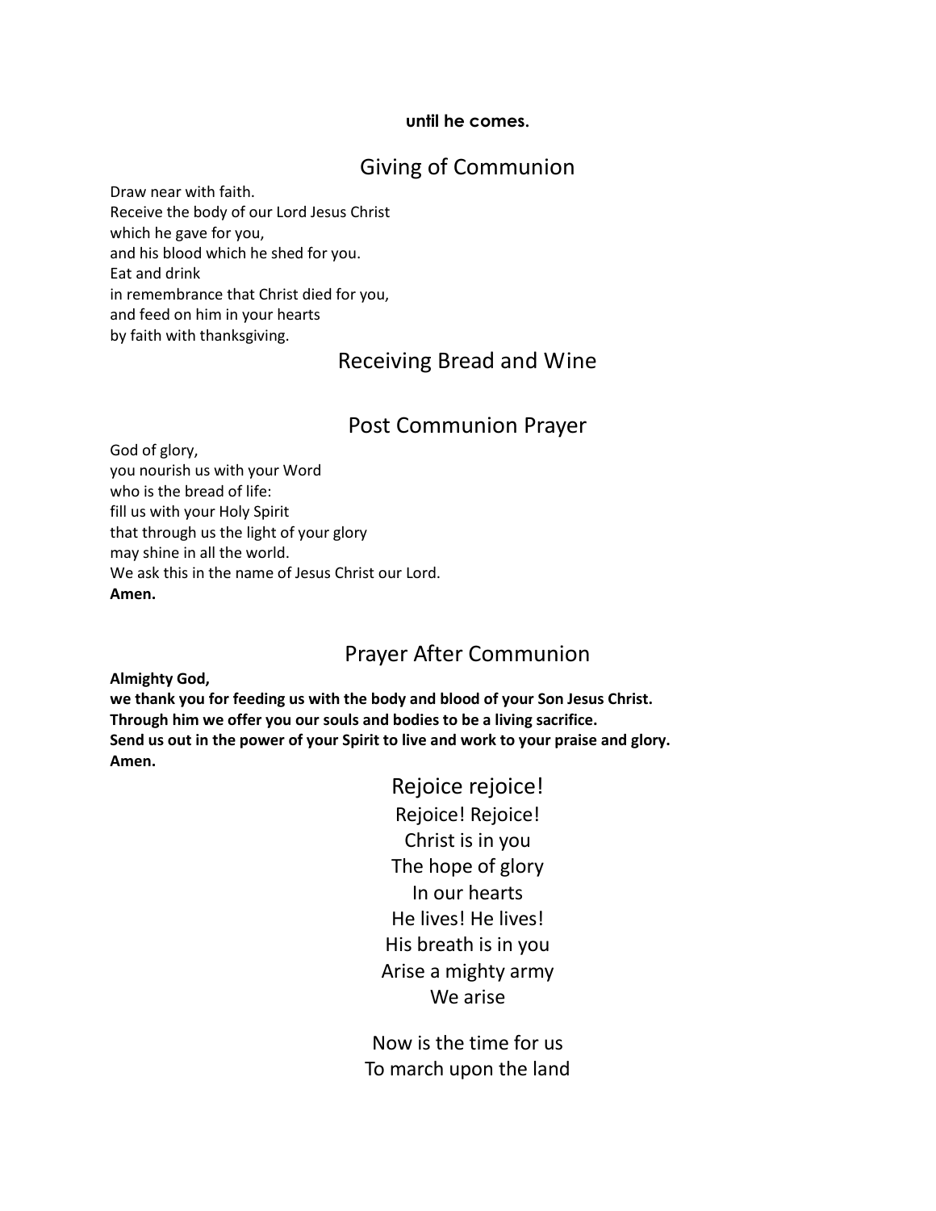**until he comes.**

## Giving of Communion

Draw near with faith.
Receive the body of our Lord Jesus Christ
which he gave for you,
and his blood which he shed for you.
Eat and drink
in remembrance that Christ died for you,
and feed on him in your hearts
by faith with thanksgiving.

## Receiving Bread and Wine

## Post Communion Prayer

God of glory,
you nourish us with your Word
who is the bread of life:
fill us with your Holy Spirit
that through us the light of your glory
may shine in all the world.
We ask this in the name of Jesus Christ our Lord.
**Amen.**

## Prayer After Communion

**Almighty God,**
**we thank you for feeding us with the body and blood of your Son Jesus Christ.**
**Through him we offer you our souls and bodies to be a living sacrifice.**
**Send us out in the power of your Spirit to live and work to your praise and glory.**
**Amen.**

## Rejoice rejoice!

Rejoice! Rejoice!
Christ is in you
The hope of glory
In our hearts
He lives! He lives!
His breath is in you
Arise a mighty army
We arise

Now is the time for us
To march upon the land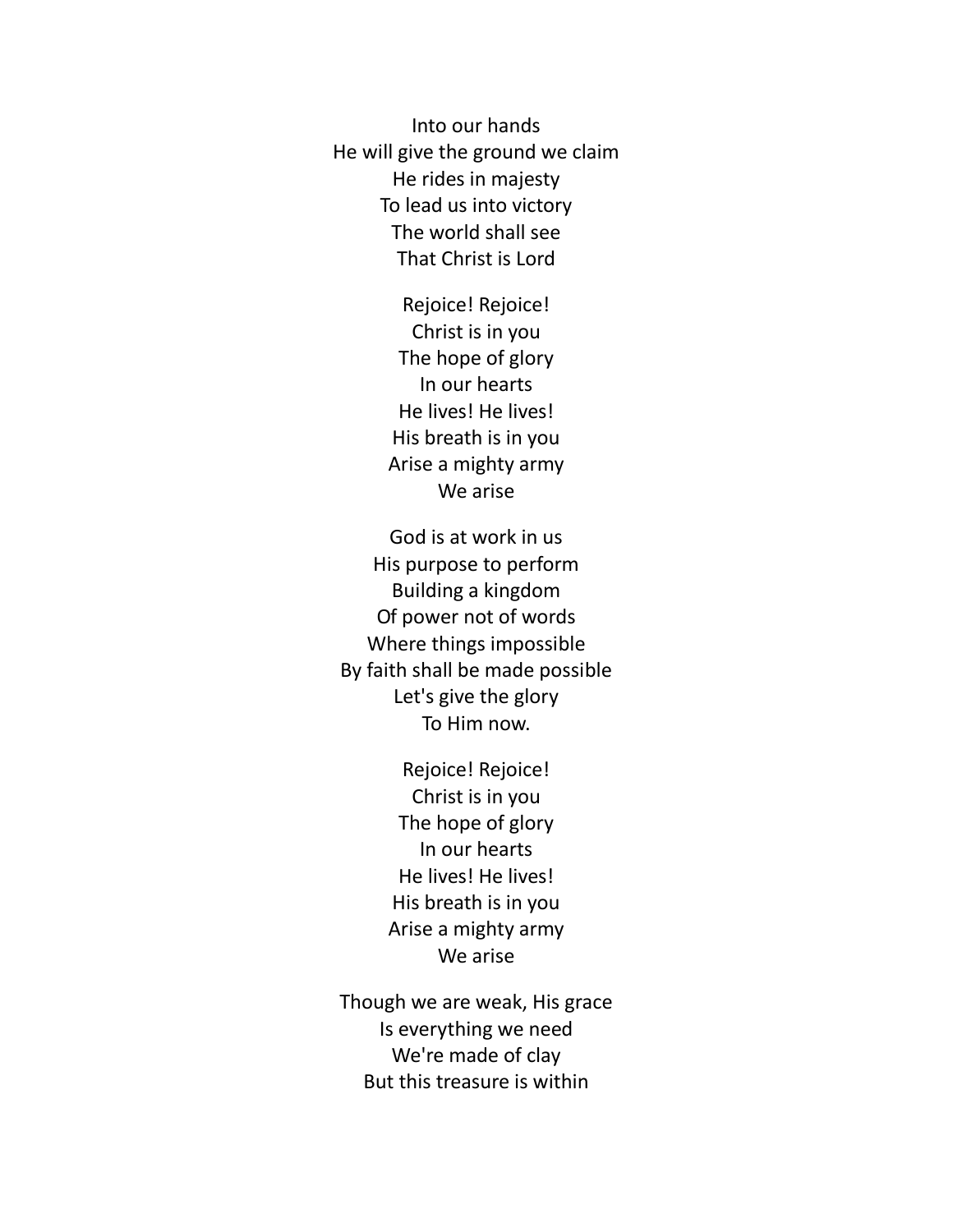Into our hands
He will give the ground we claim
He rides in majesty
To lead us into victory
The world shall see
That Christ is Lord

Rejoice! Rejoice!
Christ is in you
The hope of glory
In our hearts
He lives! He lives!
His breath is in you
Arise a mighty army
We arise

God is at work in us
His purpose to perform
Building a kingdom
Of power not of words
Where things impossible
By faith shall be made possible
Let's give the glory
To Him now.

Rejoice! Rejoice!
Christ is in you
The hope of glory
In our hearts
He lives! He lives!
His breath is in you
Arise a mighty army
We arise

Though we are weak, His grace
Is everything we need
We're made of clay
But this treasure is within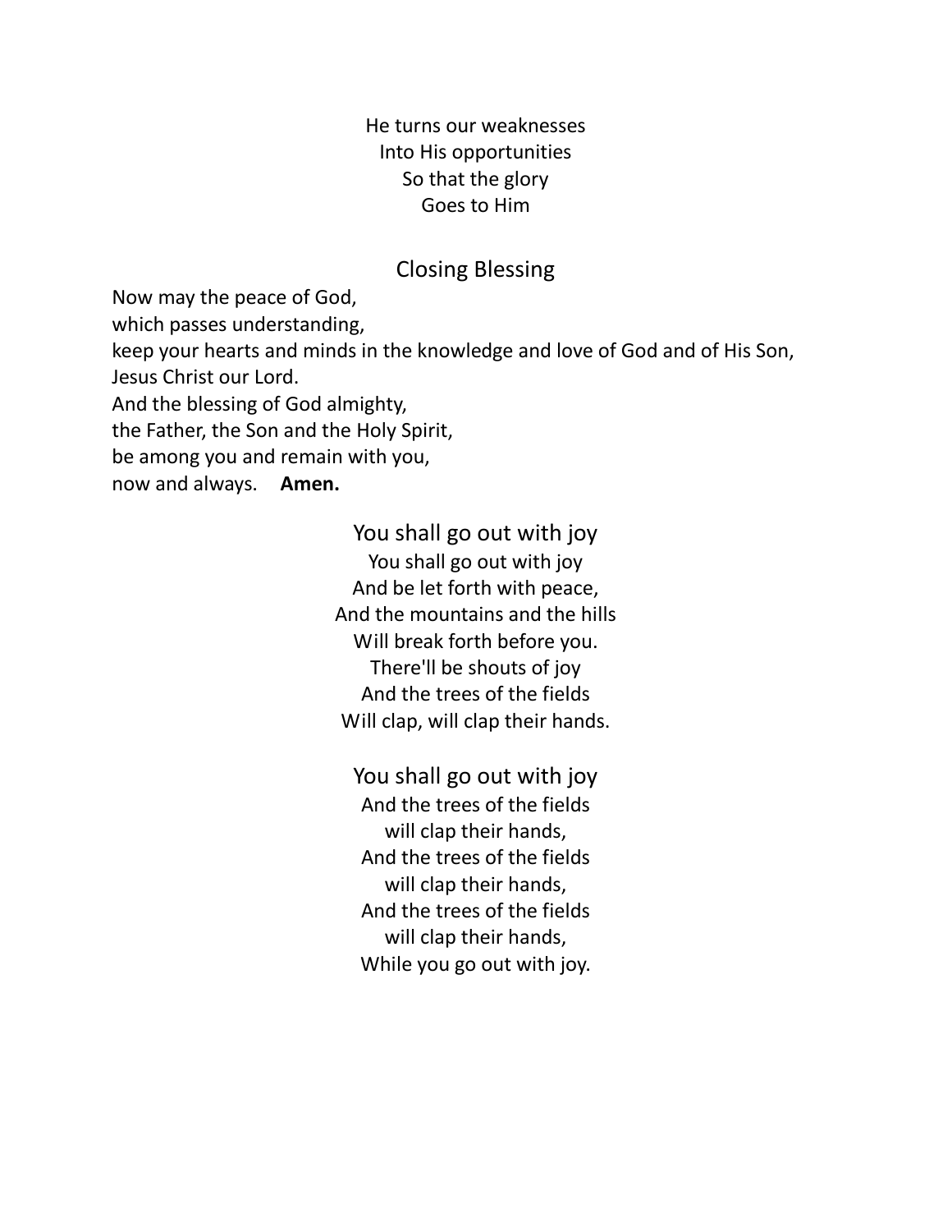He turns our weaknesses
Into His opportunities
So that the glory
Goes to Him

## Closing Blessing

Now may the peace of God,
which passes understanding,
keep your hearts and minds in the knowledge and love of God and of His Son,
Jesus Christ our Lord.
And the blessing of God almighty,
the Father, the Son and the Holy Spirit,
be among you and remain with you,
now and always. **Amen.**

## You shall go out with joy

You shall go out with joy
And be let forth with peace,
And the mountains and the hills
Will break forth before you.
There'll be shouts of joy
And the trees of the fields
Will clap, will clap their hands.

You shall go out with joy
And the trees of the fields
will clap their hands,
And the trees of the fields
will clap their hands,
And the trees of the fields
will clap their hands,
While you go out with joy.